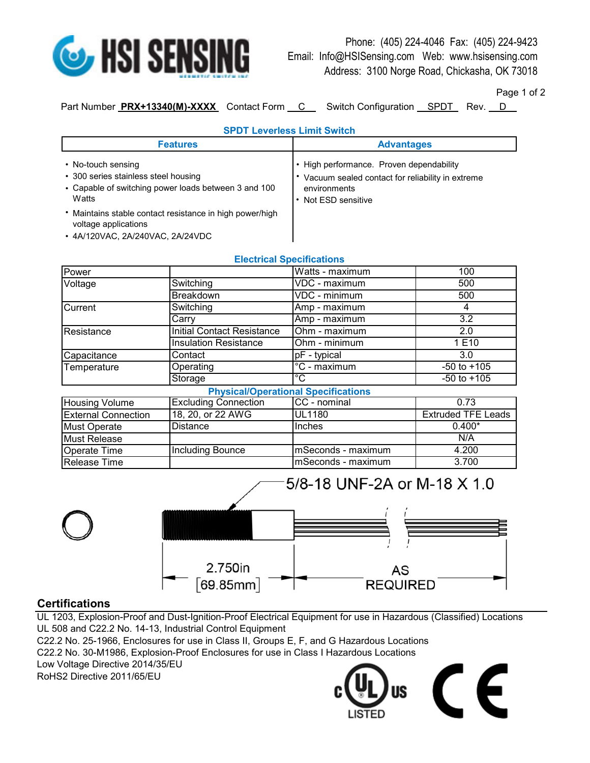HSI SENSING

Phone: (405) 224-4046 Fax: (405) 224-9423
Email: Info@HSISensing.com Web: www.hsisensing.com
Address: 3100 Norge Road, Chickasha, OK 73018

Part Number **PRX+13340(M)-XXXX** Contact Form C Switch Configuration SPDT Rev. D

## SPDT Leverless Limit Switch

| Features | Advantages |
| --- | --- |
| • No-touch sensing<br>• 300 series stainless steel housing<br>• Capable of switching power loads between 3 and 100 Watts<br>• Maintains stable contact resistance in high power/high voltage applications<br>• 4A/120VAC, 2A/240VAC, 2A/24VDC | • High performance. Proven dependability<br>• Vacuum sealed contact for reliability in extreme environments<br>• Not ESD sensitive |

## Electrical Specifications

| | | | |
| --- | --- | --- | --- |
| Power | | Watts - maximum | 100 |
| Voltage | Switching | VDC - maximum | 500 |
| | Breakdown | VDC - minimum | 500 |
| Current | Switching | Amp - maximum | 4 |
| | Carry | Amp - maximum | 3.2 |
| Resistance | Initial Contact Resistance | Ohm - maximum | 2.0 |
| | Insulation Resistance | Ohm - minimum | 1 E10 |
| Capacitance | Contact | pF - typical | 3.0 |
| Temperature | Operating | °C - maximum | -50 to +105 |
| | Storage | °C | -50 to +105 |

## Physical/Operational Specifications

| | | | |
| --- | --- | --- | --- |
| Housing Volume | Excluding Connection | CC - nominal | 0.73 |
| External Connection | 18, 20, or 22 AWG | UL1180 | Extruded TFE Leads |
| Must Operate | Distance | Inches | 0.400* |
| Must Release | | | N/A |
| Operate Time | Including Bounce | mSeconds - maximum | 4.200 |
| Release Time | | mSeconds - maximum | 3.700 |

5/8-18 UNF-2A or M-18 X 1.0

2.750in [69.85mm] AS REQUIRED

## Certifications

UL 1203, Explosion-Proof and Dust-Ignition-Proof Electrical Equipment for use in Hazardous (Classified) Locations
UL 508 and C22.2 No. 14-13, Industrial Control Equipment
C22.2 No. 25-1966, Enclosures for use in Class II, Groups E, F, and G Hazardous Locations
C22.2 No. 30-M1986, Explosion-Proof Enclosures for use in Class I Hazardous Locations
Low Voltage Directive 2014/35/EU
RoHS2 Directive 2011/65/EU

c UL us LISTED CE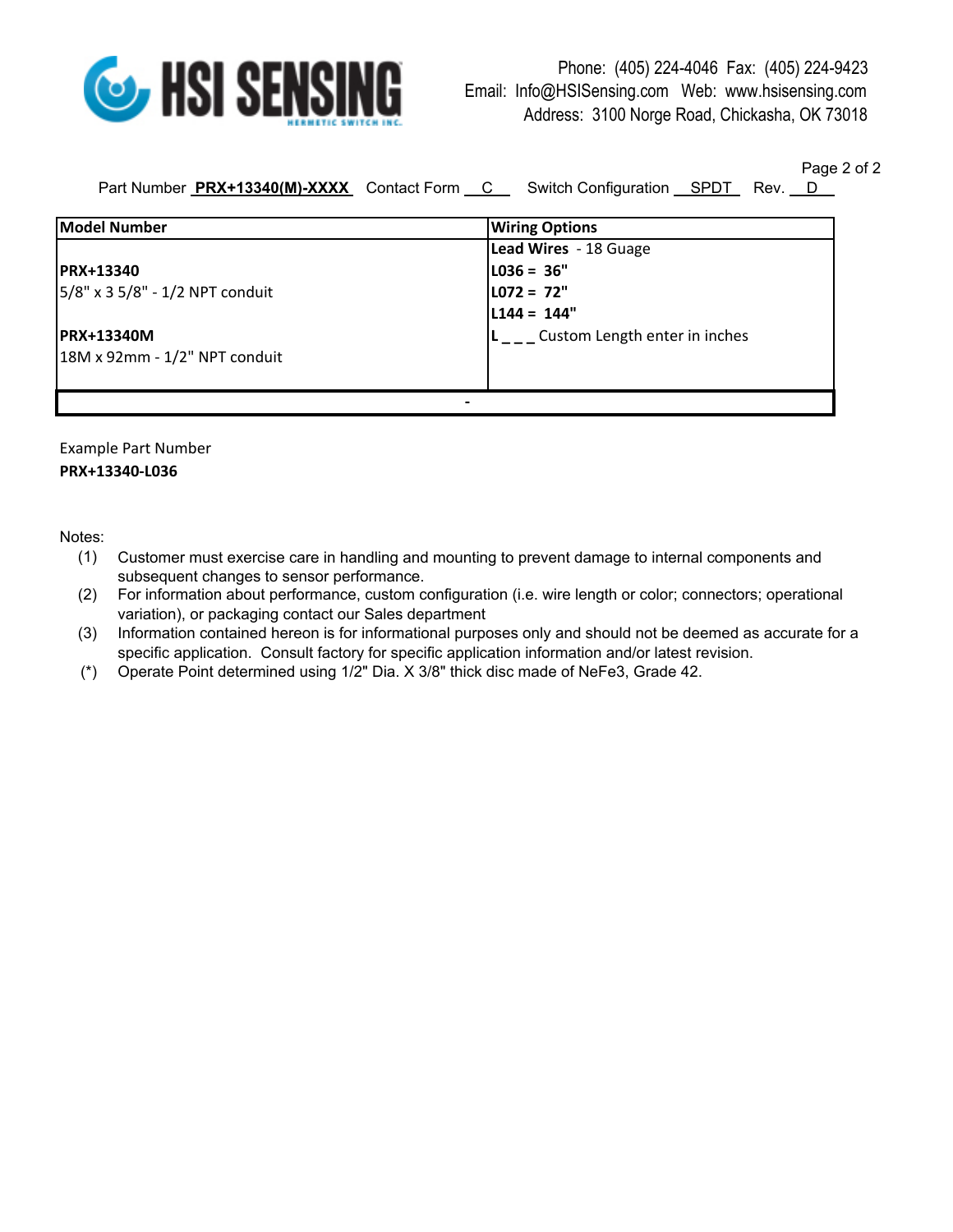Phone: (405) 224-4046 Fax: (405) 224-9423
Email: Info@HSISensing.com Web: www.hsisensing.com
Address: 3100 Norge Road, Chickasha, OK 73018

Part Number **PRX+13340(M)-XXXX** Contact Form C Switch Configuration SPDT Rev. D

| Model Number | Wiring Options |
|---|---|
| | **Lead Wires** - 18 Guage |
| **PRX+13340** | **L036 = 36"** |
| 5/8" x 3 5/8" - 1/2 NPT conduit | **L072 = 72"** |
| | **L144 = 144"** |
| **PRX+13340M** | **L _ _ _** Custom Length enter in inches |
| 18M x 92mm - 1/2" NPT conduit | |
| - | |

Example Part Number
**PRX+13340-L036**

Notes:

(1) Customer must exercise care in handling and mounting to prevent damage to internal components and subsequent changes to sensor performance.

(2) For information about performance, custom configuration (i.e. wire length or color; connectors; operational variation), or packaging contact our Sales department

(3) Information contained hereon is for informational purposes only and should not be deemed as accurate for a specific application. Consult factory for specific application information and/or latest revision.

(*) Operate Point determined using 1/2" Dia. X 3/8" thick disc made of NeFe3, Grade 42.